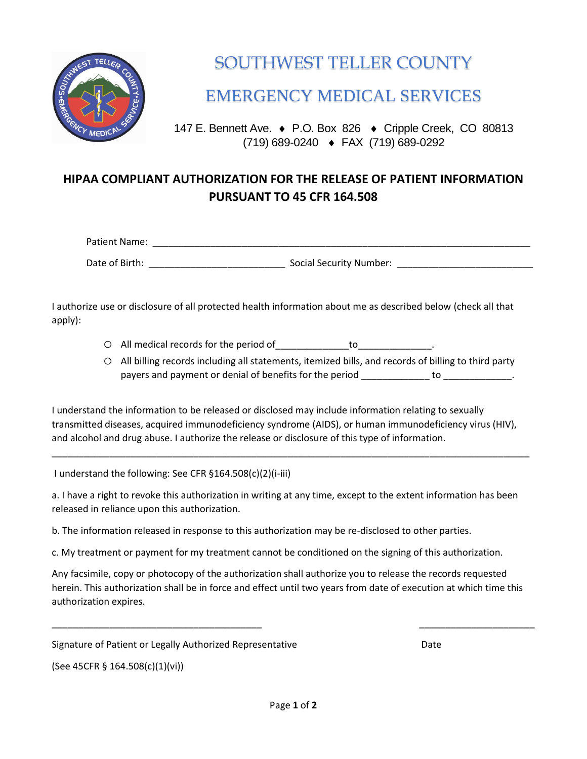# SOUTHWEST TELLER COUNTY

# EMERGENCY MEDICAL SERVICES

147 E. Bennett Ave. ♦ P.O. Box 826 ♦ Cripple Creek, CO 80813
(719) 689-0240 ♦ FAX (719) 689-0292

## HIPAA COMPLIANT AUTHORIZATION FOR THE RELEASE OF PATIENT INFORMATION PURSUANT TO 45 CFR 164.508

Patient Name: ___________________________________________________________________________

Date of Birth: __________________________ Social Security Number: __________________________

I authorize use or disclosure of all protected health information about me as described below (check all that apply):

- ○ All medical records for the period of______________to______________.
- ○ All billing records including all statements, itemized bills, and records of billing to third party payers and payment or denial of benefits for the period _____________ to _____________.

I understand the information to be released or disclosed may include information relating to sexually transmitted diseases, acquired immunodeficiency syndrome (AIDS), or human immunodeficiency virus (HIV), and alcohol and drug abuse. I authorize the release or disclosure of this type of information.

---

I understand the following: See CFR §164.508(c)(2)(i-iii)

a. I have a right to revoke this authorization in writing at any time, except to the extent information has been released in reliance upon this authorization.

b. The information released in response to this authorization may be re-disclosed to other parties.

c. My treatment or payment for my treatment cannot be conditioned on the signing of this authorization.

Any facsimile, copy or photocopy of the authorization shall authorize you to release the records requested herein. This authorization shall be in force and effect until two years from date of execution at which time this authorization expires.

________________________________________ ______________________

Signature of Patient or Legally Authorized Representative Date

(See 45CFR § 164.508(c)(1)(vi))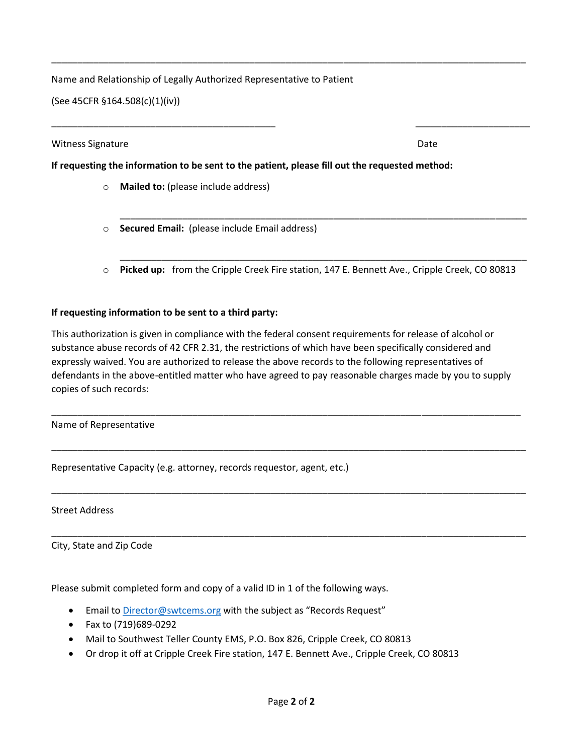\_\_\_\_\_\_\_\_\_\_\_\_\_\_\_\_\_\_\_\_\_\_\_\_\_\_\_\_\_\_\_\_\_\_\_\_\_\_\_\_\_\_\_\_\_\_\_\_\_\_\_\_\_\_\_\_\_\_\_\_\_\_\_\_\_\_\_\_\_\_\_\_\_\_\_\_\_\_\_\_\_\_\_\_\_\_\_\_

Name and Relationship of Legally Authorized Representative to Patient

(See 45CFR §164.508(c)(1)(iv))

\_\_\_\_\_\_\_\_\_\_\_\_\_\_\_\_\_\_\_\_\_\_\_\_\_\_\_\_\_\_\_\_\_\_\_\_\_\_\_\_\_\_\_\_ \_\_\_\_\_\_\_\_\_\_\_\_\_\_\_\_\_\_\_\_\_\_\_

Witness Signature Date

**If requesting the information to be sent to the patient, please fill out the requested method:**

- **Mailed to:** (please include address)

  \_\_\_\_\_\_\_\_\_\_\_\_\_\_\_\_\_\_\_\_\_\_\_\_\_\_\_\_\_\_\_\_\_\_\_\_\_\_\_\_\_\_\_\_\_\_\_\_\_\_\_\_\_\_\_\_\_\_\_\_\_\_\_\_\_\_\_\_\_\_\_\_\_\_\_\_\_

- **Secured Email:** (please include Email address)

  \_\_\_\_\_\_\_\_\_\_\_\_\_\_\_\_\_\_\_\_\_\_\_\_\_\_\_\_\_\_\_\_\_\_\_\_\_\_\_\_\_\_\_\_\_\_\_\_\_\_\_\_\_\_\_\_\_\_\_\_\_\_\_\_\_\_\_\_\_\_\_\_\_\_\_\_\_

- **Picked up:** from the Cripple Creek Fire station, 147 E. Bennett Ave., Cripple Creek, CO 80813

**If requesting information to be sent to a third party:**

This authorization is given in compliance with the federal consent requirements for release of alcohol or substance abuse records of 42 CFR 2.31, the restrictions of which have been specifically considered and expressly waived. You are authorized to release the above records to the following representatives of defendants in the above-entitled matter who have agreed to pay reasonable charges made by you to supply copies of such records:

\_\_\_\_\_\_\_\_\_\_\_\_\_\_\_\_\_\_\_\_\_\_\_\_\_\_\_\_\_\_\_\_\_\_\_\_\_\_\_\_\_\_\_\_\_\_\_\_\_\_\_\_\_\_\_\_\_\_\_\_\_\_\_\_\_\_\_\_\_\_\_\_\_\_\_\_\_\_\_\_\_\_\_\_\_\_\_\_

Name of Representative

\_\_\_\_\_\_\_\_\_\_\_\_\_\_\_\_\_\_\_\_\_\_\_\_\_\_\_\_\_\_\_\_\_\_\_\_\_\_\_\_\_\_\_\_\_\_\_\_\_\_\_\_\_\_\_\_\_\_\_\_\_\_\_\_\_\_\_\_\_\_\_\_\_\_\_\_\_\_\_\_\_\_\_\_\_\_\_\_

Representative Capacity (e.g. attorney, records requestor, agent, etc.)

\_\_\_\_\_\_\_\_\_\_\_\_\_\_\_\_\_\_\_\_\_\_\_\_\_\_\_\_\_\_\_\_\_\_\_\_\_\_\_\_\_\_\_\_\_\_\_\_\_\_\_\_\_\_\_\_\_\_\_\_\_\_\_\_\_\_\_\_\_\_\_\_\_\_\_\_\_\_\_\_\_\_\_\_\_\_\_\_

Street Address

\_\_\_\_\_\_\_\_\_\_\_\_\_\_\_\_\_\_\_\_\_\_\_\_\_\_\_\_\_\_\_\_\_\_\_\_\_\_\_\_\_\_\_\_\_\_\_\_\_\_\_\_\_\_\_\_\_\_\_\_\_\_\_\_\_\_\_\_\_\_\_\_\_\_\_\_\_\_\_\_\_\_\_\_\_\_\_\_

City, State and Zip Code

Please submit completed form and copy of a valid ID in 1 of the following ways.

- Email to Director@swtcems.org with the subject as "Records Request"
- Fax to (719)689-0292
- Mail to Southwest Teller County EMS, P.O. Box 826, Cripple Creek, CO 80813
- Or drop it off at Cripple Creek Fire station, 147 E. Bennett Ave., Cripple Creek, CO 80813